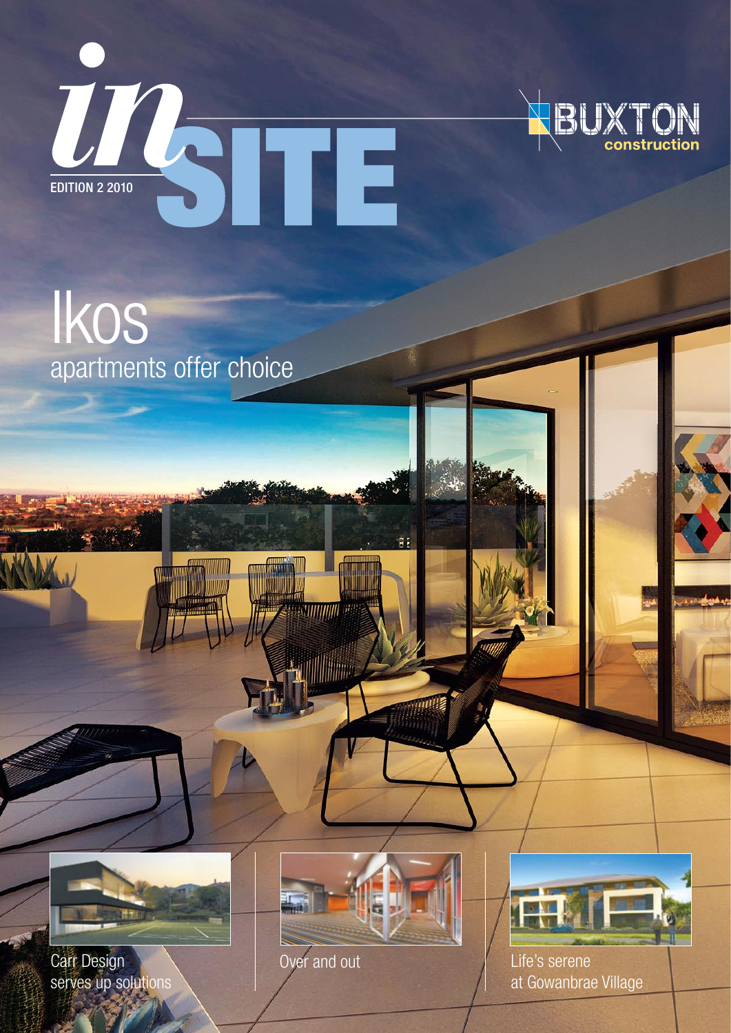# inSITE

EDITION 2 2010

BUXTON construction

## Ikos

### apartments offer choice

Carr Design serves up solutions

Over and out

Life's serene at Gowanbrae Village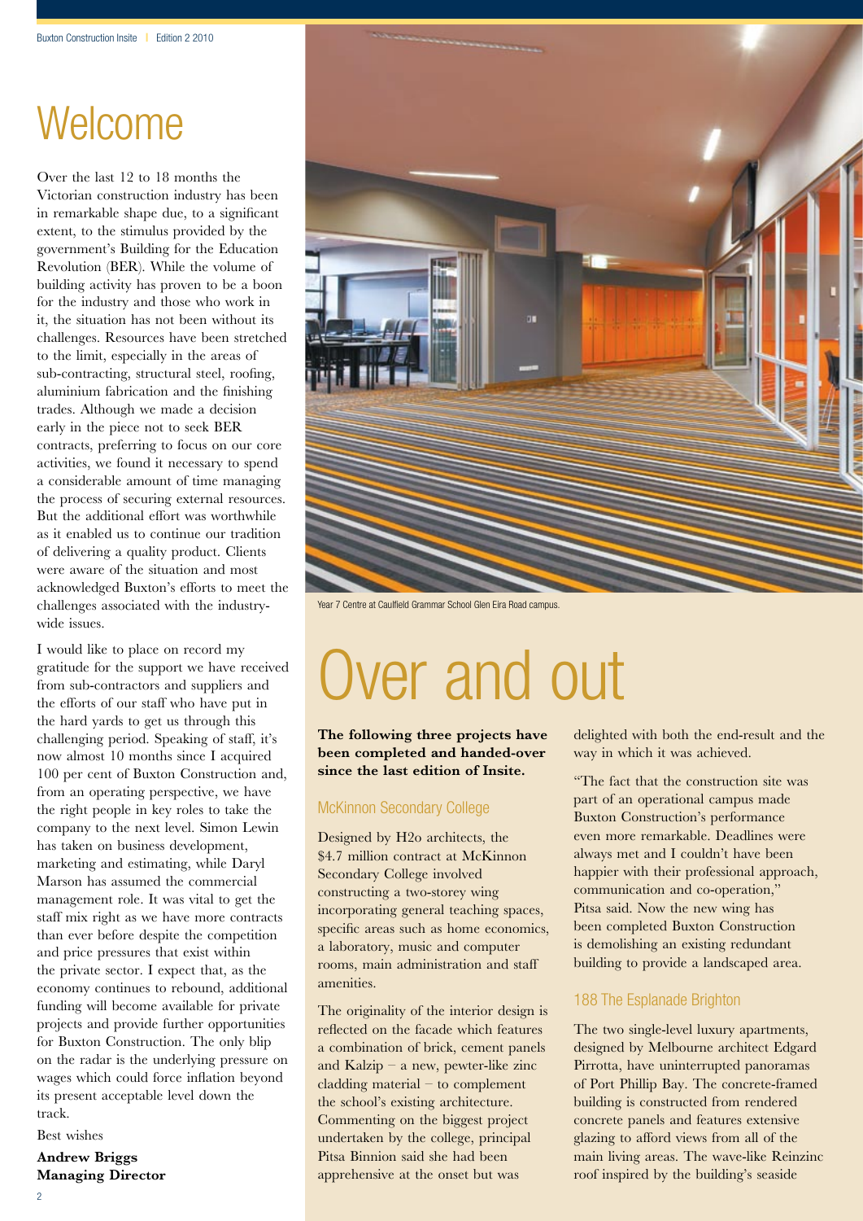# Welcome

Over the last 12 to 18 months the Victorian construction industry has been in remarkable shape due, to a significant extent, to the stimulus provided by the government's Building for the Education Revolution (BER). While the volume of building activity has proven to be a boon for the industry and those who work in it, the situation has not been without its challenges. Resources have been stretched to the limit, especially in the areas of sub-contracting, structural steel, roofing, aluminium fabrication and the finishing trades. Although we made a decision early in the piece not to seek BER contracts, preferring to focus on our core activities, we found it necessary to spend a considerable amount of time managing the process of securing external resources. But the additional effort was worthwhile as it enabled us to continue our tradition of delivering a quality product. Clients were aware of the situation and most acknowledged Buxton's efforts to meet the challenges associated with the industry-wide issues.

I would like to place on record my gratitude for the support we have received from sub-contractors and suppliers and the efforts of our staff who have put in the hard yards to get us through this challenging period. Speaking of staff, it's now almost 10 months since I acquired 100 per cent of Buxton Construction and, from an operating perspective, we have the right people in key roles to take the company to the next level. Simon Lewin has taken on business development, marketing and estimating, while Daryl Marson has assumed the commercial management role. It was vital to get the staff mix right as we have more contracts than ever before despite the competition and price pressures that exist within the private sector. I expect that, as the economy continues to rebound, additional funding will become available for private projects and provide further opportunities for Buxton Construction. The only blip on the radar is the underlying pressure on wages which could force inflation beyond its present acceptable level down the track.

Best wishes

**Andrew Briggs**
**Managing Director**

Year 7 Centre at Caulfield Grammar School Glen Eira Road campus.

# Over and out

**The following three projects have been completed and handed-over since the last edition of Insite.**

## McKinnon Secondary College

Designed by H2o architects, the $4.7 million contract at McKinnon Secondary College involved constructing a two-storey wing incorporating general teaching spaces, specific areas such as home economics, a laboratory, music and computer rooms, main administration and staff amenities.

The originality of the interior design is reflected on the facade which features a combination of brick, cement panels and Kalzip – a new, pewter-like zinc cladding material – to complement the school's existing architecture. Commenting on the biggest project undertaken by the college, principal Pitsa Binnion said she had been apprehensive at the onset but was delighted with both the end-result and the way in which it was achieved.

"The fact that the construction site was part of an operational campus made Buxton Construction's performance even more remarkable. Deadlines were always met and I couldn't have been happier with their professional approach, communication and co-operation," Pitsa said. Now the new wing has been completed Buxton Construction is demolishing an existing redundant building to provide a landscaped area.

## 188 The Esplanade Brighton

The two single-level luxury apartments, designed by Melbourne architect Edgard Pirrotta, have uninterrupted panoramas of Port Phillip Bay. The concrete-framed building is constructed from rendered concrete panels and features extensive glazing to afford views from all of the main living areas. The wave-like Reinzinc roof inspired by the building's seaside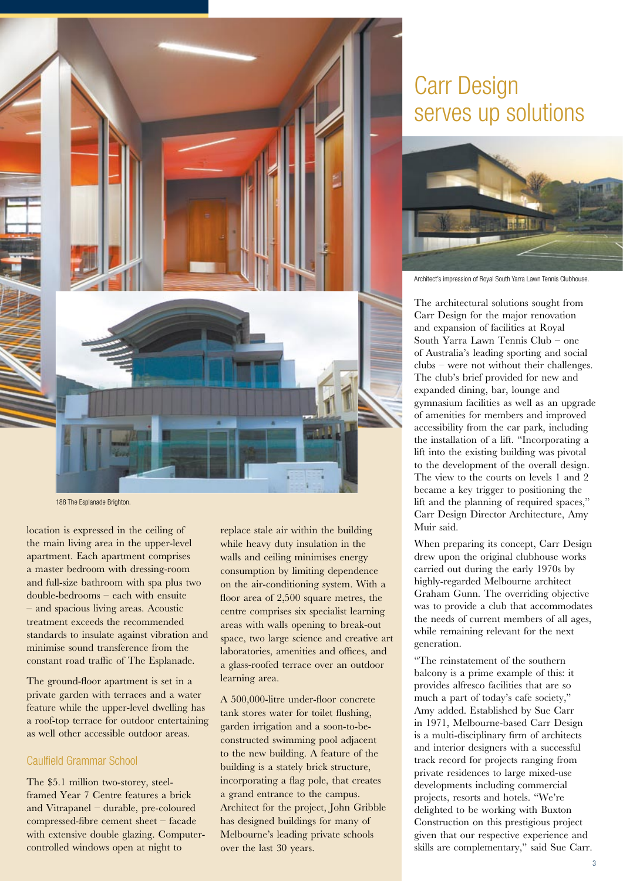188 The Esplanade Brighton.

location is expressed in the ceiling of the main living area in the upper-level apartment. Each apartment comprises a master bedroom with dressing-room and full-size bathroom with spa plus two double-bedrooms – each with ensuite – and spacious living areas. Acoustic treatment exceeds the recommended standards to insulate against vibration and minimise sound transference from the constant road traffic of The Esplanade.

The ground-floor apartment is set in a private garden with terraces and a water feature while the upper-level dwelling has a roof-top terrace for outdoor entertaining as well other accessible outdoor areas.

## Caulfield Grammar School

The $5.1 million two-storey, steel-framed Year 7 Centre features a brick and Vitrapanel – durable, pre-coloured compressed-fibre cement sheet – facade with extensive double glazing. Computer-controlled windows open at night to replace stale air within the building while heavy duty insulation in the walls and ceiling minimises energy consumption by limiting dependence on the air-conditioning system. With a floor area of 2,500 square metres, the centre comprises six specialist learning areas with walls opening to break-out space, two large science and creative art laboratories, amenities and offices, and a glass-roofed terrace over an outdoor learning area.

A 500,000-litre under-floor concrete tank stores water for toilet flushing, garden irrigation and a soon-to-be-constructed swimming pool adjacent to the new building. A feature of the building is a stately brick structure, incorporating a flag pole, that creates a grand entrance to the campus. Architect for the project, John Gribble has designed buildings for many of Melbourne's leading private schools over the last 30 years.

# Carr Design serves up solutions

Architect's impression of Royal South Yarra Lawn Tennis Clubhouse.

The architectural solutions sought from Carr Design for the major renovation and expansion of facilities at Royal South Yarra Lawn Tennis Club – one of Australia's leading sporting and social clubs – were not without their challenges. The club's brief provided for new and expanded dining, bar, lounge and gymnasium facilities as well as an upgrade of amenities for members and improved accessibility from the car park, including the installation of a lift. "Incorporating a lift into the existing building was pivotal to the development of the overall design. The view to the courts on levels 1 and 2 became a key trigger to positioning the lift and the planning of required spaces," Carr Design Director Architecture, Amy Muir said.

When preparing its concept, Carr Design drew upon the original clubhouse works carried out during the early 1970s by highly-regarded Melbourne architect Graham Gunn. The overriding objective was to provide a club that accommodates the needs of current members of all ages, while remaining relevant for the next generation.

"The reinstatement of the southern balcony is a prime example of this: it provides alfresco facilities that are so much a part of today's cafe society," Amy added. Established by Sue Carr in 1971, Melbourne-based Carr Design is a multi-disciplinary firm of architects and interior designers with a successful track record for projects ranging from private residences to large mixed-use developments including commercial projects, resorts and hotels. "We're delighted to be working with Buxton Construction on this prestigious project given that our respective experience and skills are complementary," said Sue Carr.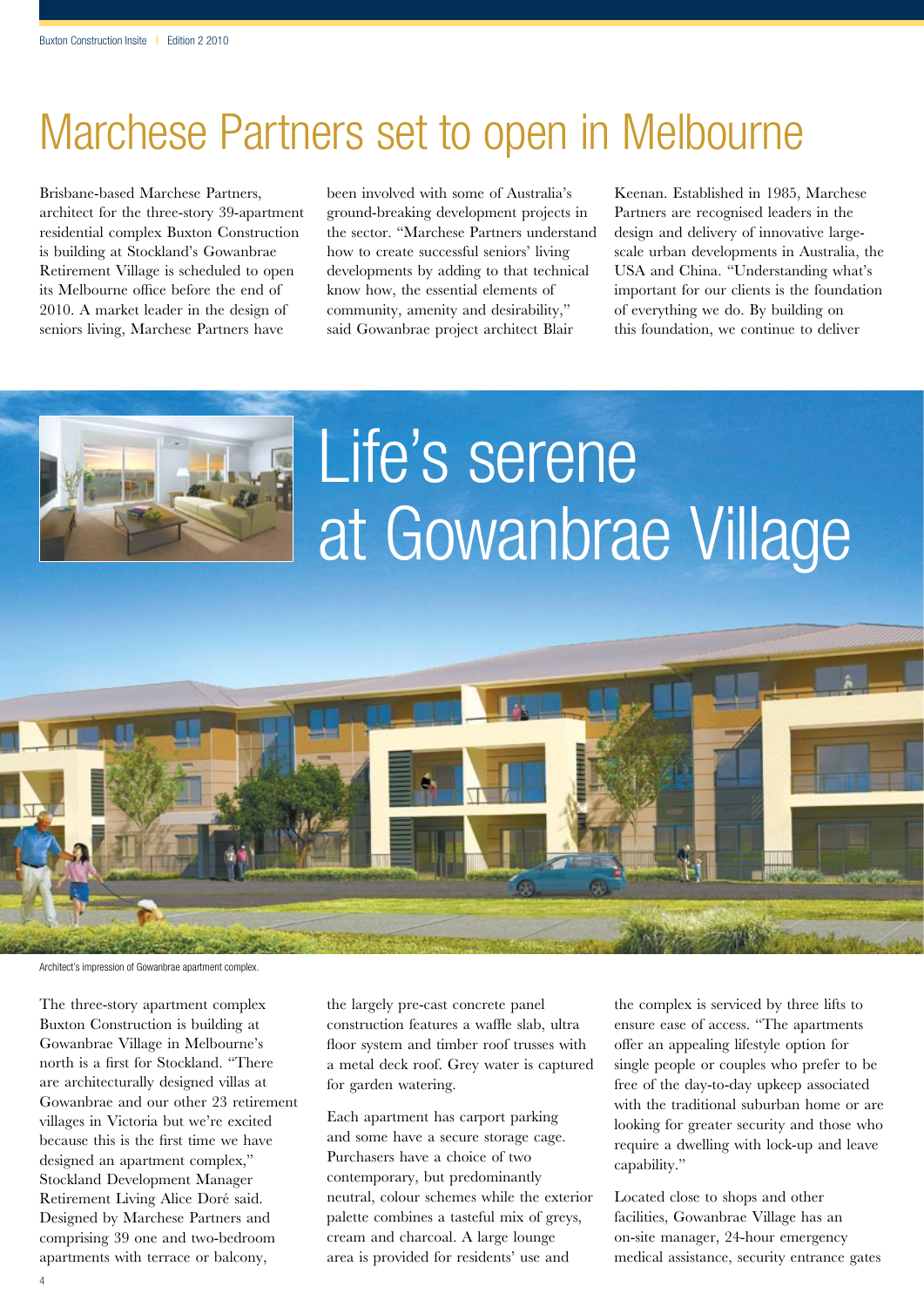# Marchese Partners set to open in Melbourne

Brisbane-based Marchese Partners, architect for the three-story 39-apartment residential complex Buxton Construction is building at Stockland's Gowanbrae Retirement Village is scheduled to open its Melbourne office before the end of 2010. A market leader in the design of seniors living, Marchese Partners have been involved with some of Australia's ground-breaking development projects in the sector. "Marchese Partners understand how to create successful seniors' living developments by adding to that technical know how, the essential elements of community, amenity and desirability," said Gowanbrae project architect Blair Keenan. Established in 1985, Marchese Partners are recognised leaders in the design and delivery of innovative large-scale urban developments in Australia, the USA and China. "Understanding what's important for our clients is the foundation of everything we do. By building on this foundation, we continue to deliver

# Life's serene at Gowanbrae Village

Architect's impression of Gowanbrae apartment complex.

The three-story apartment complex Buxton Construction is building at Gowanbrae Village in Melbourne's north is a first for Stockland. "There are architecturally designed villas at Gowanbrae and our other 23 retirement villages in Victoria but we're excited because this is the first time we have designed an apartment complex," Stockland Development Manager Retirement Living Alice Doré said. Designed by Marchese Partners and comprising 39 one and two-bedroom apartments with terrace or balcony, the largely pre-cast concrete panel construction features a waffle slab, ultra floor system and timber roof trusses with a metal deck roof. Grey water is captured for garden watering.

Each apartment has carport parking and some have a secure storage cage. Purchasers have a choice of two contemporary, but predominantly neutral, colour schemes while the exterior palette combines a tasteful mix of greys, cream and charcoal. A large lounge area is provided for residents' use and the complex is serviced by three lifts to ensure ease of access. "The apartments offer an appealing lifestyle option for single people or couples who prefer to be free of the day-to-day upkeep associated with the traditional suburban home or are looking for greater security and those who require a dwelling with lock-up and leave capability."

Located close to shops and other facilities, Gowanbrae Village has an on-site manager, 24-hour emergency medical assistance, security entrance gates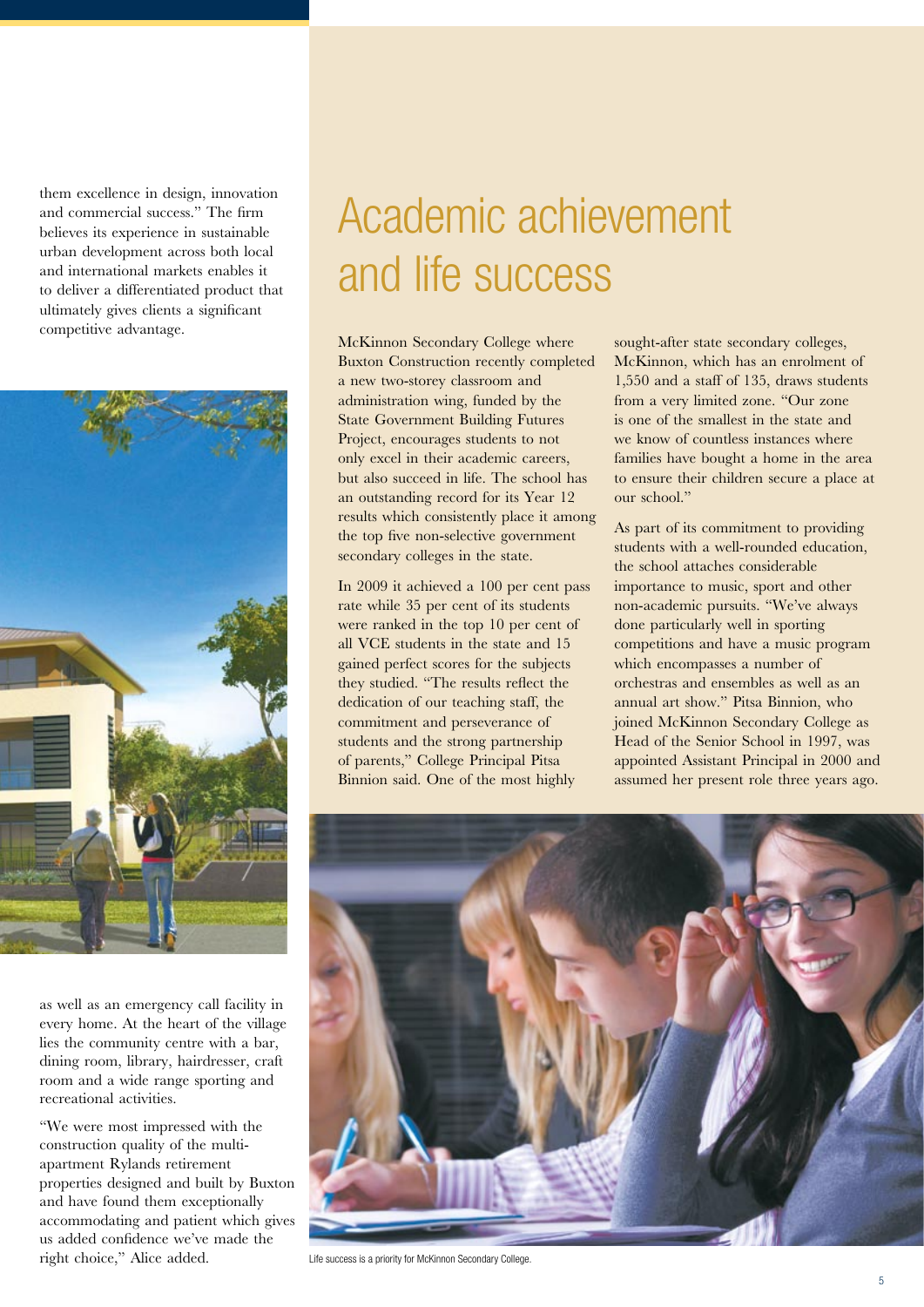them excellence in design, innovation and commercial success." The firm believes its experience in sustainable urban development across both local and international markets enables it to deliver a differentiated product that ultimately gives clients a significant competitive advantage.

as well as an emergency call facility in every home. At the heart of the village lies the community centre with a bar, dining room, library, hairdresser, craft room and a wide range sporting and recreational activities.

"We were most impressed with the construction quality of the multi-apartment Rylands retirement properties designed and built by Buxton and have found them exceptionally accommodating and patient which gives us added confidence we've made the right choice," Alice added.

# Academic achievement and life success

McKinnon Secondary College where Buxton Construction recently completed a new two-storey classroom and administration wing, funded by the State Government Building Futures Project, encourages students to not only excel in their academic careers, but also succeed in life. The school has an outstanding record for its Year 12 results which consistently place it among the top five non-selective government secondary colleges in the state.

In 2009 it achieved a 100 per cent pass rate while 35 per cent of its students were ranked in the top 10 per cent of all VCE students in the state and 15 gained perfect scores for the subjects they studied. "The results reflect the dedication of our teaching staff, the commitment and perseverance of students and the strong partnership of parents," College Principal Pitsa Binnion said. One of the most highly sought-after state secondary colleges, McKinnon, which has an enrolment of 1,550 and a staff of 135, draws students from a very limited zone. "Our zone is one of the smallest in the state and we know of countless instances where families have bought a home in the area to ensure their children secure a place at our school."

As part of its commitment to providing students with a well-rounded education, the school attaches considerable importance to music, sport and other non-academic pursuits. "We've always done particularly well in sporting competitions and have a music program which encompasses a number of orchestras and ensembles as well as an annual art show." Pitsa Binnion, who joined McKinnon Secondary College as Head of the Senior School in 1997, was appointed Assistant Principal in 2000 and assumed her present role three years ago.

Life success is a priority for McKinnon Secondary College.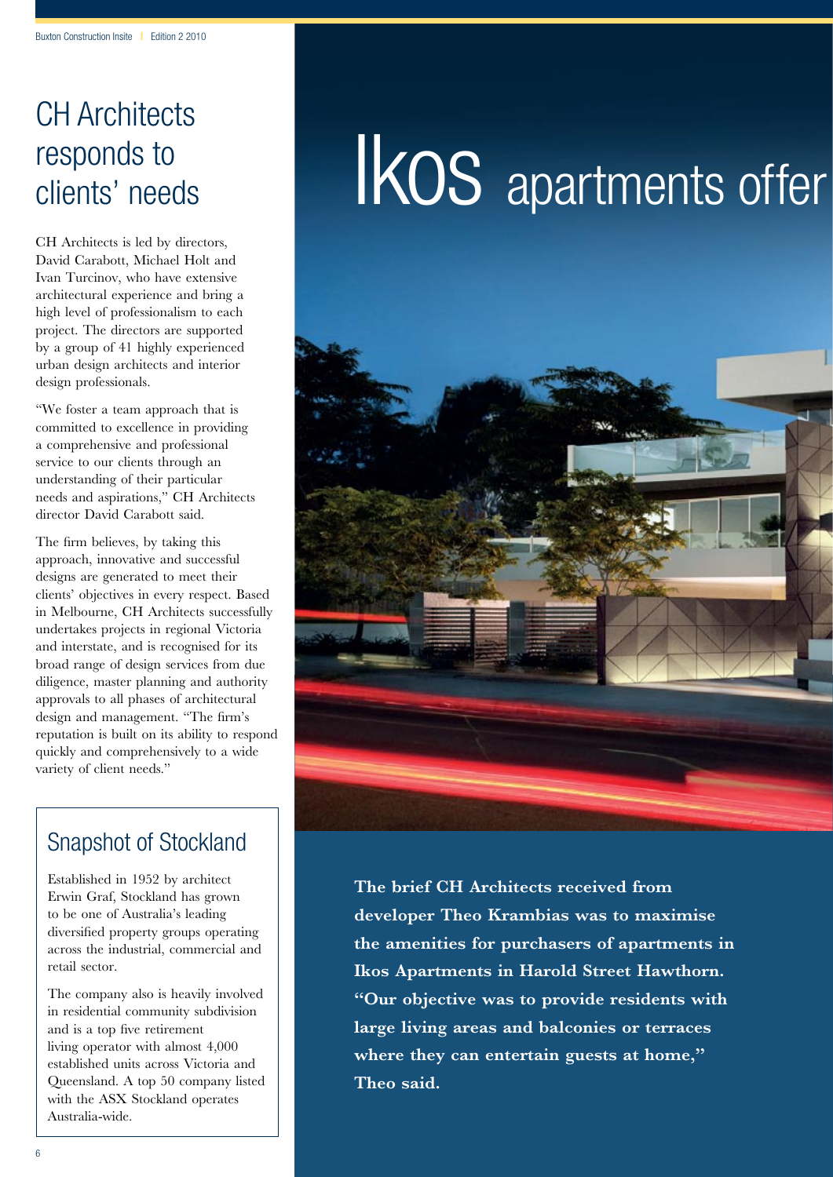# CH Architects responds to clients' needs

CH Architects is led by directors, David Carabott, Michael Holt and Ivan Turcinov, who have extensive architectural experience and bring a high level of professionalism to each project. The directors are supported by a group of 41 highly experienced urban design architects and interior design professionals.

"We foster a team approach that is committed to excellence in providing a comprehensive and professional service to our clients through an understanding of their particular needs and aspirations," CH Architects director David Carabott said.

The firm believes, by taking this approach, innovative and successful designs are generated to meet their clients' objectives in every respect. Based in Melbourne, CH Architects successfully undertakes projects in regional Victoria and interstate, and is recognised for its broad range of design services from due diligence, master planning and authority approvals to all phases of architectural design and management. "The firm's reputation is built on its ability to respond quickly and comprehensively to a wide variety of client needs."

## Snapshot of Stockland

Established in 1952 by architect Erwin Graf, Stockland has grown to be one of Australia's leading diversified property groups operating across the industrial, commercial and retail sector.

The company also is heavily involved in residential community subdivision and is a top five retirement living operator with almost 4,000 established units across Victoria and Queensland. A top 50 company listed with the ASX Stockland operates Australia-wide.

# Ikos apartments offer

**The brief CH Architects received from developer Theo Krambias was to maximise the amenities for purchasers of apartments in Ikos Apartments in Harold Street Hawthorn. "Our objective was to provide residents with large living areas and balconies or terraces where they can entertain guests at home," Theo said.**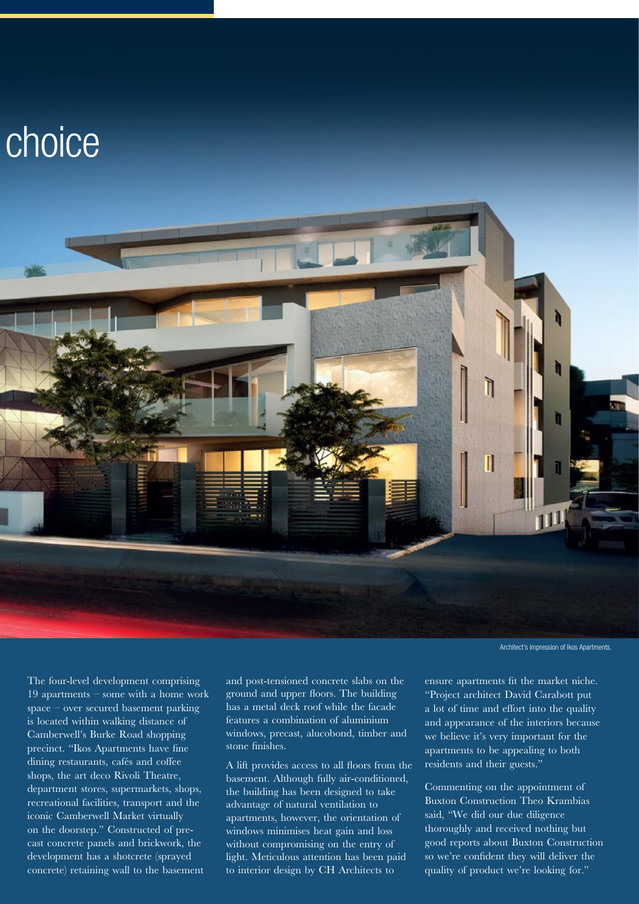choice

Architect's impression of Ikos Apartments.

The four-level development comprising 19 apartments – some with a home work space – over secured basement parking is located within walking distance of Camberwell's Burke Road shopping precinct. "Ikos Apartments have fine dining restaurants, cafés and coffee shops, the art deco Rivoli Theatre, department stores, supermarkets, shops, recreational facilities, transport and the iconic Camberwell Market virtually on the doorstep." Constructed of pre-cast concrete panels and brickwork, the development has a shotcrete (sprayed concrete) retaining wall to the basement and post-tensioned concrete slabs on the ground and upper floors. The building has a metal deck roof while the facade features a combination of aluminium windows, precast, alucobond, timber and stone finishes.

A lift provides access to all floors from the basement. Although fully air-conditioned, the building has been designed to take advantage of natural ventilation to apartments, however, the orientation of windows minimises heat gain and loss without compromising on the entry of light. Meticulous attention has been paid to interior design by CH Architects to ensure apartments fit the market niche. "Project architect David Carabott put a lot of time and effort into the quality and appearance of the interiors because we believe it's very important for the apartments to be appealing to both residents and their guests."

Commenting on the appointment of Buxton Construction Theo Krambias said, "We did our due diligence thoroughly and received nothing but good reports about Buxton Construction so we're confident they will deliver the quality of product we're looking for."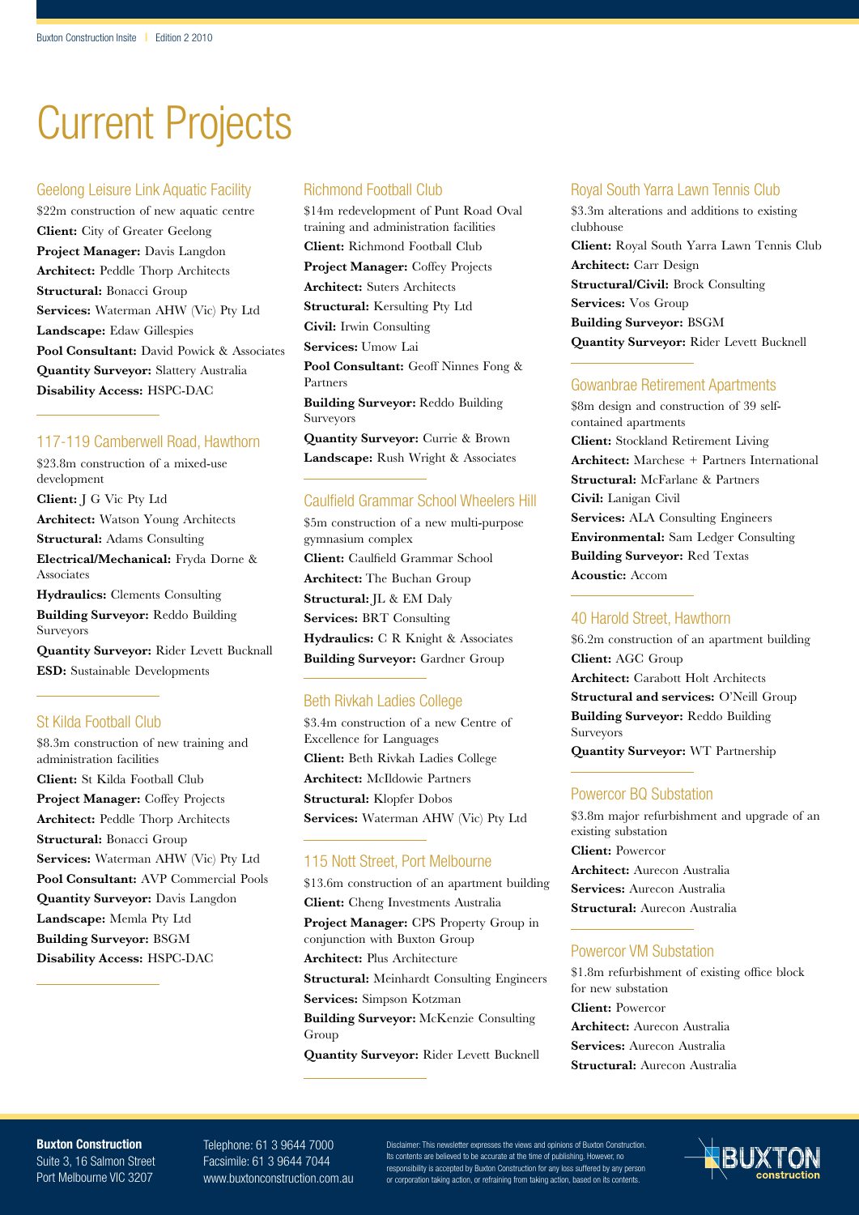# Current Projects

## Geelong Leisure Link Aquatic Facility

$22m construction of new aquatic centre

**Client:** City of Greater Geelong
**Project Manager:** Davis Langdon
**Architect:** Peddle Thorp Architects
**Structural:** Bonacci Group
**Services:** Waterman AHW (Vic) Pty Ltd
**Landscape:** Edaw Gillespies
**Pool Consultant:** David Powick & Associates
**Quantity Surveyor:** Slattery Australia
**Disability Access:** HSPC-DAC

## 117-119 Camberwell Road, Hawthorn

$23.8m construction of a mixed-use development

**Client:** J G Vic Pty Ltd
**Architect:** Watson Young Architects
**Structural:** Adams Consulting
**Electrical/Mechanical:** Fryda Dorne & Associates
**Hydraulics:** Clements Consulting
**Building Surveyor:** Reddo Building Surveyors
**Quantity Surveyor:** Rider Levett Bucknall
**ESD:** Sustainable Developments

## St Kilda Football Club

$8.3m construction of new training and administration facilities

**Client:** St Kilda Football Club
**Project Manager:** Coffey Projects
**Architect:** Peddle Thorp Architects
**Structural:** Bonacci Group
**Services:** Waterman AHW (Vic) Pty Ltd
**Pool Consultant:** AVP Commercial Pools
**Quantity Surveyor:** Davis Langdon
**Landscape:** Memla Pty Ltd
**Building Surveyor:** BSGM
**Disability Access:** HSPC-DAC

## Richmond Football Club

$14m redevelopment of Punt Road Oval training and administration facilities

**Client:** Richmond Football Club
**Project Manager:** Coffey Projects
**Architect:** Suters Architects
**Structural:** Kersulting Pty Ltd
**Civil:** Irwin Consulting
**Services:** Umow Lai
**Pool Consultant:** Geoff Ninnes Fong & Partners
**Building Surveyor:** Reddo Building Surveyors
**Quantity Surveyor:** Currie & Brown
**Landscape:** Rush Wright & Associates

## Caulfield Grammar School Wheelers Hill

$5m construction of a new multi-purpose gymnasium complex

**Client:** Caulfield Grammar School
**Architect:** The Buchan Group
**Structural:** JL & EM Daly
**Services:** BRT Consulting
**Hydraulics:** C R Knight & Associates
**Building Surveyor:** Gardner Group

## Beth Rivkah Ladies College

$3.4m construction of a new Centre of Excellence for Languages

**Client:** Beth Rivkah Ladies College
**Architect:** McIldowie Partners
**Structural:** Klopfer Dobos
**Services:** Waterman AHW (Vic) Pty Ltd

## 115 Nott Street, Port Melbourne

$13.6m construction of an apartment building

**Client:** Cheng Investments Australia
**Project Manager:** CPS Property Group in conjunction with Buxton Group
**Architect:** Plus Architecture
**Structural:** Meinhardt Consulting Engineers
**Services:** Simpson Kotzman
**Building Surveyor:** McKenzie Consulting Group
**Quantity Surveyor:** Rider Levett Bucknell

## Royal South Yarra Lawn Tennis Club

$3.3m alterations and additions to existing clubhouse

**Client:** Royal South Yarra Lawn Tennis Club
**Architect:** Carr Design
**Structural/Civil:** Brock Consulting
**Services:** Vos Group
**Building Surveyor:** BSGM
**Quantity Surveyor:** Rider Levett Bucknell

## Gowanbrae Retirement Apartments

$8m design and construction of 39 self-contained apartments

**Client:** Stockland Retirement Living
**Architect:** Marchese + Partners International
**Structural:** McFarlane & Partners
**Civil:** Lanigan Civil
**Services:** ALA Consulting Engineers
**Environmental:** Sam Ledger Consulting
**Building Surveyor:** Red Textas
**Acoustic:** Accom

## 40 Harold Street, Hawthorn

$6.2m construction of an apartment building

**Client:** AGC Group
**Architect:** Carabott Holt Architects
**Structural and services:** O'Neill Group
**Building Surveyor:** Reddo Building Surveyors
**Quantity Surveyor:** WT Partnership

## Powercor BQ Substation

$3.8m major refurbishment and upgrade of an existing substation

**Client:** Powercor
**Architect:** Aurecon Australia
**Services:** Aurecon Australia
**Structural:** Aurecon Australia

## Powercor VM Substation

$1.8m refurbishment of existing office block for new substation

**Client:** Powercor
**Architect:** Aurecon Australia
**Services:** Aurecon Australia
**Structural:** Aurecon Australia

**Buxton Construction**
Suite 3, 16 Salmon Street
Port Melbourne VIC 3207

Telephone: 61 3 9644 7000
Facsimile: 61 3 9644 7044
www.buxtonconstruction.com.au

Disclaimer: This newsletter expresses the views and opinions of Buxton Construction. Its contents are believed to be accurate at the time of publishing. However, no responsibility is accepted by Buxton Construction for any loss suffered by any person or corporation taking action, or refraining from taking action, based on its contents.